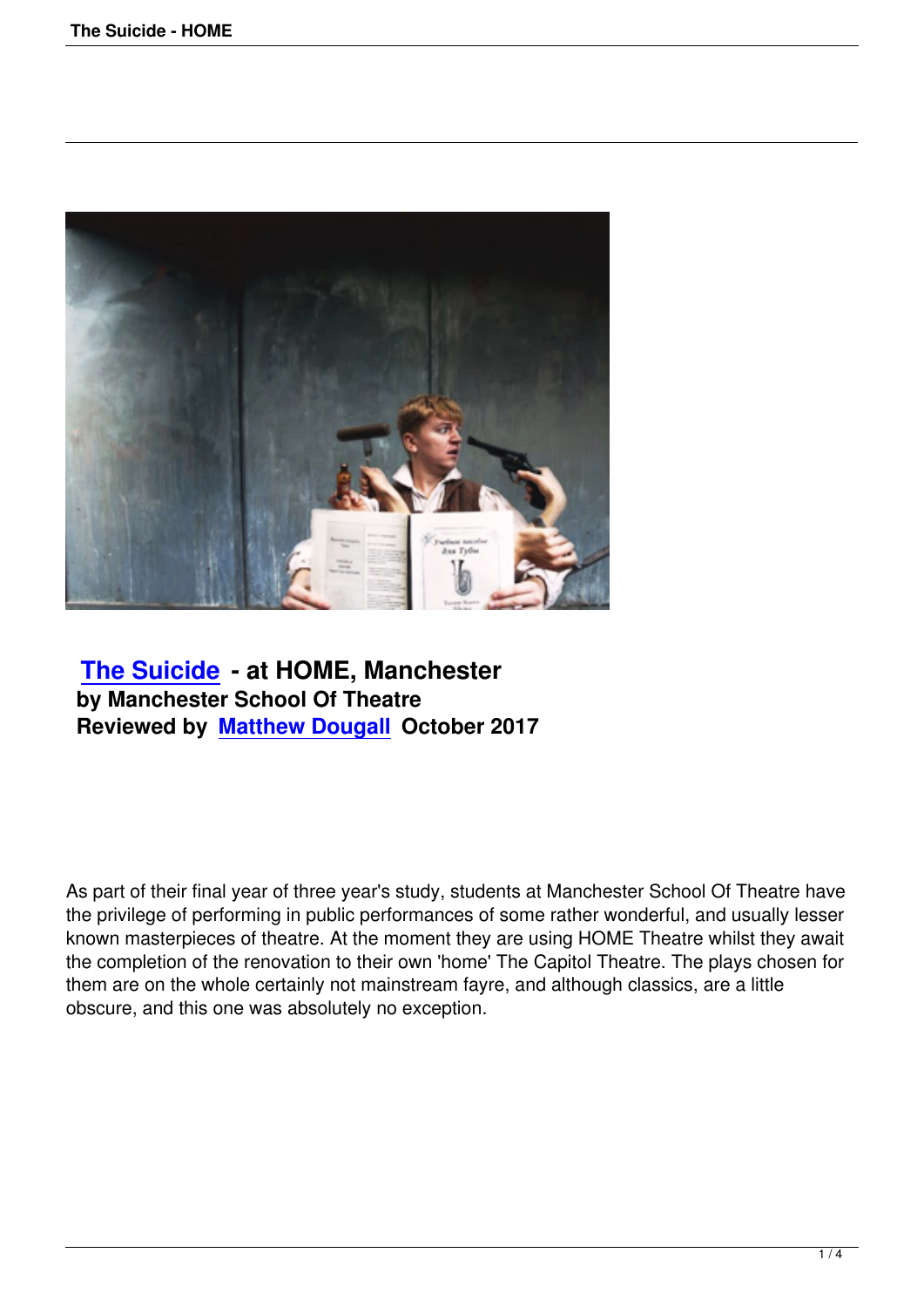## The Suicide - at HOME, Manchester
**by Manchester School Of Theatre**
**Reviewed by Matthew Dougall October 2017**

As part of their final year of three year's study, students at Manchester School Of Theatre have the privilege of performing in public performances of some rather wonderful, and usually lesser known masterpieces of theatre. At the moment they are using HOME Theatre whilst they await the completion of the renovation to their own 'home' The Capitol Theatre. The plays chosen for them are on the whole certainly not mainstream fayre, and although classics, are a little obscure, and this one was absolutely no exception.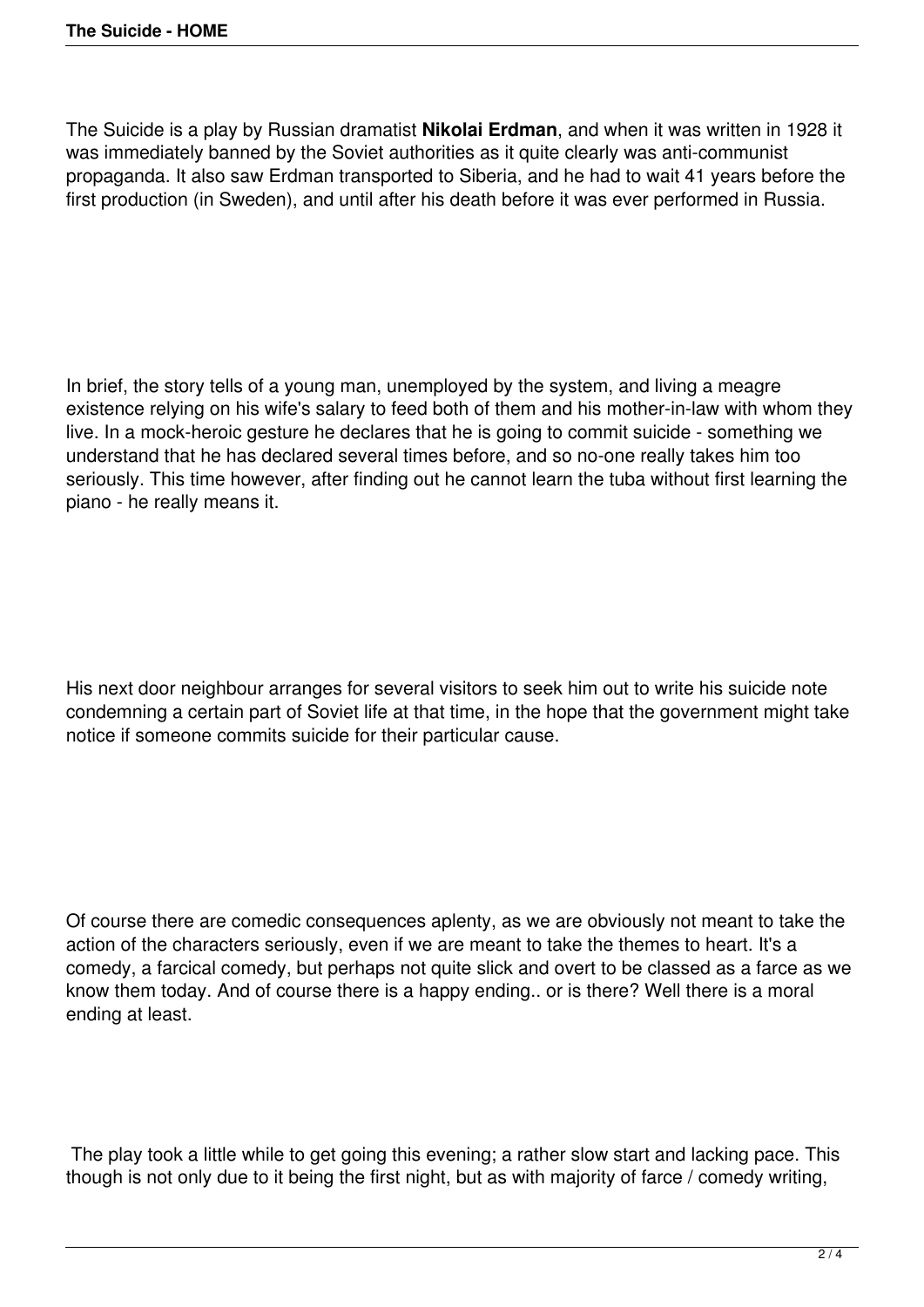The Suicide is a play by Russian dramatist **Nikolai Erdman**, and when it was written in 1928 it was immediately banned by the Soviet authorities as it quite clearly was anti-communist propaganda. It also saw Erdman transported to Siberia, and he had to wait 41 years before the first production (in Sweden), and until after his death before it was ever performed in Russia.

In brief, the story tells of a young man, unemployed by the system, and living a meagre existence relying on his wife's salary to feed both of them and his mother-in-law with whom they live. In a mock-heroic gesture he declares that he is going to commit suicide - something we understand that he has declared several times before, and so no-one really takes him too seriously. This time however, after finding out he cannot learn the tuba without first learning the piano - he really means it.

His next door neighbour arranges for several visitors to seek him out to write his suicide note condemning a certain part of Soviet life at that time, in the hope that the government might take notice if someone commits suicide for their particular cause.

Of course there are comedic consequences aplenty, as we are obviously not meant to take the action of the characters seriously, even if we are meant to take the themes to heart. It's a comedy, a farcical comedy, but perhaps not quite slick and overt to be classed as a farce as we know them today. And of course there is a happy ending.. or is there? Well there is a moral ending at least.

The play took a little while to get going this evening; a rather slow start and lacking pace. This though is not only due to it being the first night, but as with majority of farce / comedy writing,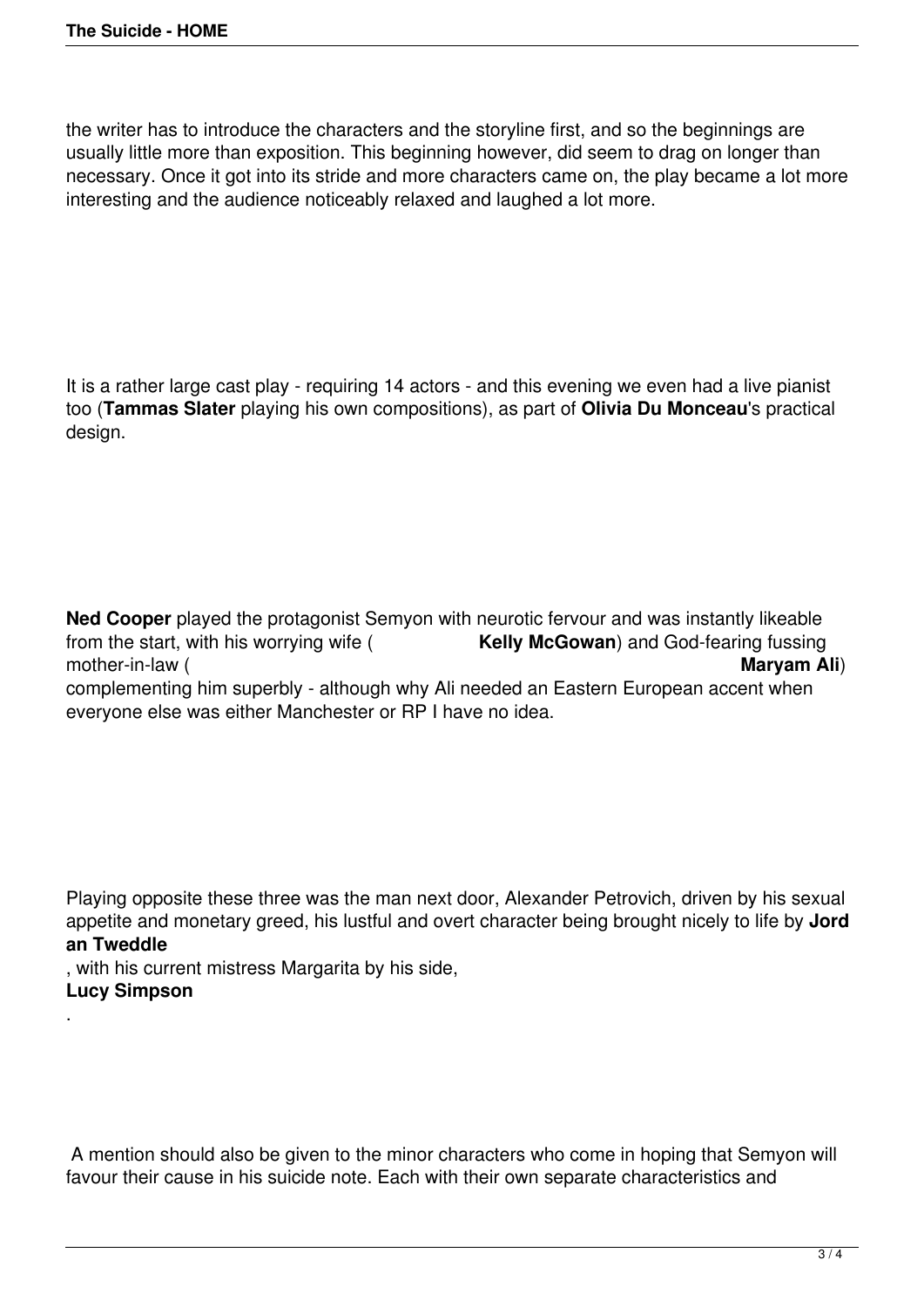the writer has to introduce the characters and the storyline first, and so the beginnings are usually little more than exposition. This beginning however, did seem to drag on longer than necessary. Once it got into its stride and more characters came on, the play became a lot more interesting and the audience noticeably relaxed and laughed a lot more.

It is a rather large cast play - requiring 14 actors - and this evening we even had a live pianist too (**Tammas Slater** playing his own compositions), as part of **Olivia Du Monceau**'s practical design.

**Ned Cooper** played the protagonist Semyon with neurotic fervour and was instantly likeable from the start, with his worrying wife ( **Kelly McGowan**) and God-fearing fussing mother-in-law ( **Maryam Ali**) complementing him superbly - although why Ali needed an Eastern European accent when everyone else was either Manchester or RP I have no idea.

Playing opposite these three was the man next door, Alexander Petrovich, driven by his sexual appetite and monetary greed, his lustful and overt character being brought nicely to life by **Jordan Tweddle**, with his current mistress Margarita by his side, **Lucy Simpson**.

A mention should also be given to the minor characters who come in hoping that Semyon will favour their cause in his suicide note. Each with their own separate characteristics and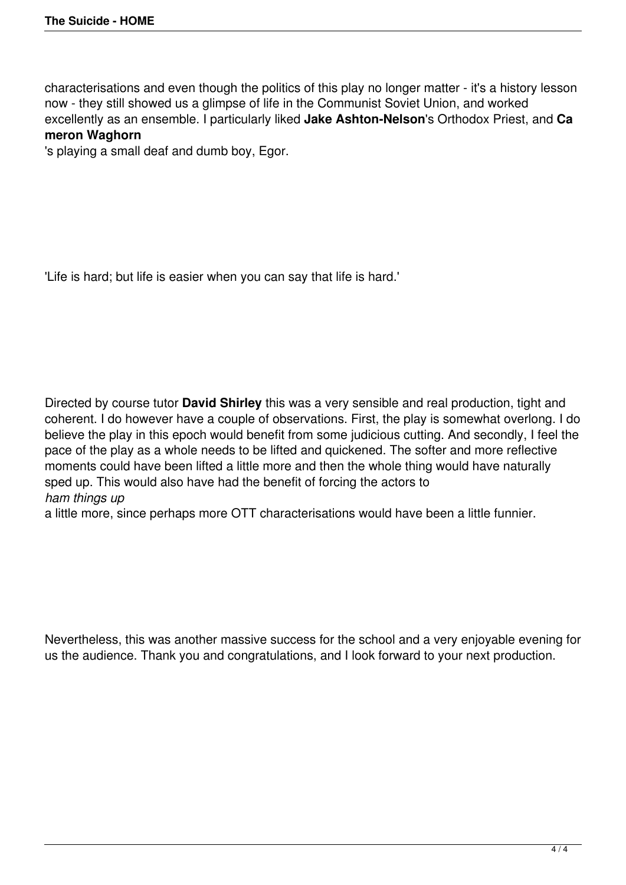characterisations and even though the politics of this play no longer matter - it's a history lesson now - they still showed us a glimpse of life in the Communist Soviet Union, and worked excellently as an ensemble. I particularly liked **Jake Ashton-Nelson**'s Orthodox Priest, and **Cameron Waghorn**'s playing a small deaf and dumb boy, Egor.

'Life is hard; but life is easier when you can say that life is hard.'

Directed by course tutor **David Shirley** this was a very sensible and real production, tight and coherent. I do however have a couple of observations. First, the play is somewhat overlong. I do believe the play in this epoch would benefit from some judicious cutting. And secondly, I feel the pace of the play as a whole needs to be lifted and quickened. The softer and more reflective moments could have been lifted a little more and then the whole thing would have naturally sped up. This would also have had the benefit of forcing the actors to *ham things up* a little more, since perhaps more OTT characterisations would have been a little funnier.

Nevertheless, this was another massive success for the school and a very enjoyable evening for us the audience. Thank you and congratulations, and I look forward to your next production.